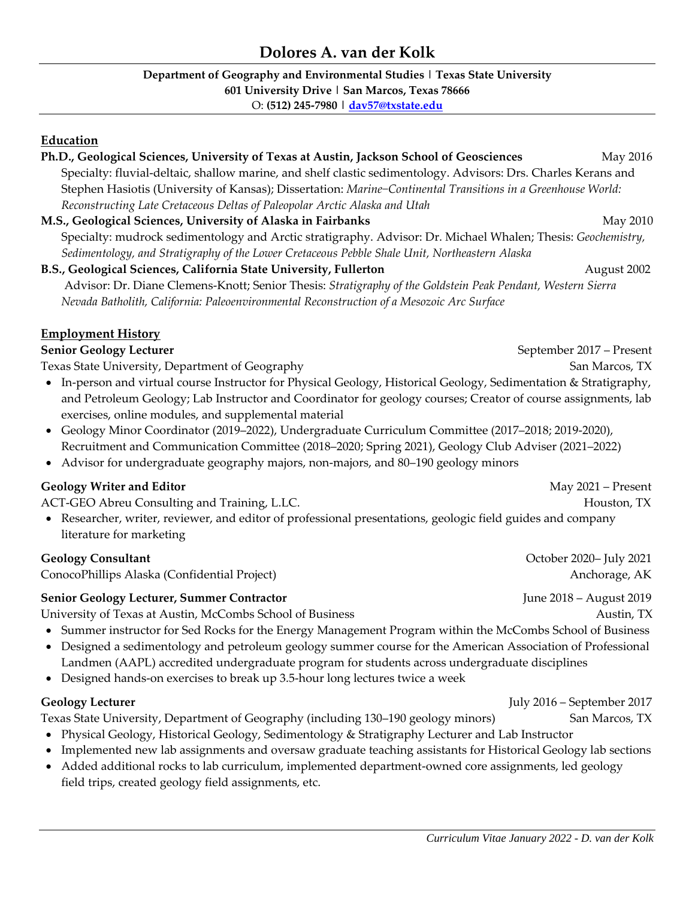# Dolores A. van der Kolk

**Department of Geography and Environmental Studies | Texas State University**
**601 University Drive | San Marcos, Texas 78666**
O: **(512) 245-7980 | dav57@txstate.edu**

## Education

**Ph.D., Geological Sciences, University of Texas at Austin, Jackson School of Geosciences** May 2016

Specialty: fluvial-deltaic, shallow marine, and shelf clastic sedimentology. Advisors: Drs. Charles Kerans and Stephen Hasiotis (University of Kansas); Dissertation: *Marine–Continental Transitions in a Greenhouse World: Reconstructing Late Cretaceous Deltas of Paleopolar Arctic Alaska and Utah*

**M.S., Geological Sciences, University of Alaska in Fairbanks** May 2010

Specialty: mudrock sedimentology and Arctic stratigraphy. Advisor: Dr. Michael Whalen; Thesis: *Geochemistry, Sedimentology, and Stratigraphy of the Lower Cretaceous Pebble Shale Unit, Northeastern Alaska*

**B.S., Geological Sciences, California State University, Fullerton** August 2002

Advisor: Dr. Diane Clemens-Knott; Senior Thesis: *Stratigraphy of the Goldstein Peak Pendant, Western Sierra Nevada Batholith, California: Paleoenvironmental Reconstruction of a Mesozoic Arc Surface*

## Employment History

**Senior Geology Lecturer** September 2017 – Present
Texas State University, Department of Geography San Marcos, TX

- In-person and virtual course Instructor for Physical Geology, Historical Geology, Sedimentation & Stratigraphy, and Petroleum Geology; Lab Instructor and Coordinator for geology courses; Creator of course assignments, lab exercises, online modules, and supplemental material
- Geology Minor Coordinator (2019–2022), Undergraduate Curriculum Committee (2017–2018; 2019-2020), Recruitment and Communication Committee (2018–2020; Spring 2021), Geology Club Adviser (2021–2022)
- Advisor for undergraduate geography majors, non-majors, and 80–190 geology minors

**Geology Writer and Editor** May 2021 – Present
ACT-GEO Abreu Consulting and Training, L.LC. Houston, TX

- Researcher, writer, reviewer, and editor of professional presentations, geologic field guides and company literature for marketing

**Geology Consultant** October 2020– July 2021
ConocoPhillips Alaska (Confidential Project) Anchorage, AK

**Senior Geology Lecturer, Summer Contractor** June 2018 – August 2019
University of Texas at Austin, McCombs School of Business Austin, TX

- Summer instructor for Sed Rocks for the Energy Management Program within the McCombs School of Business
- Designed a sedimentology and petroleum geology summer course for the American Association of Professional Landmen (AAPL) accredited undergraduate program for students across undergraduate disciplines
- Designed hands-on exercises to break up 3.5-hour long lectures twice a week

**Geology Lecturer** July 2016 – September 2017
Texas State University, Department of Geography (including 130–190 geology minors) San Marcos, TX

- Physical Geology, Historical Geology, Sedimentology & Stratigraphy Lecturer and Lab Instructor
- Implemented new lab assignments and oversaw graduate teaching assistants for Historical Geology lab sections
- Added additional rocks to lab curriculum, implemented department-owned core assignments, led geology field trips, created geology field assignments, etc.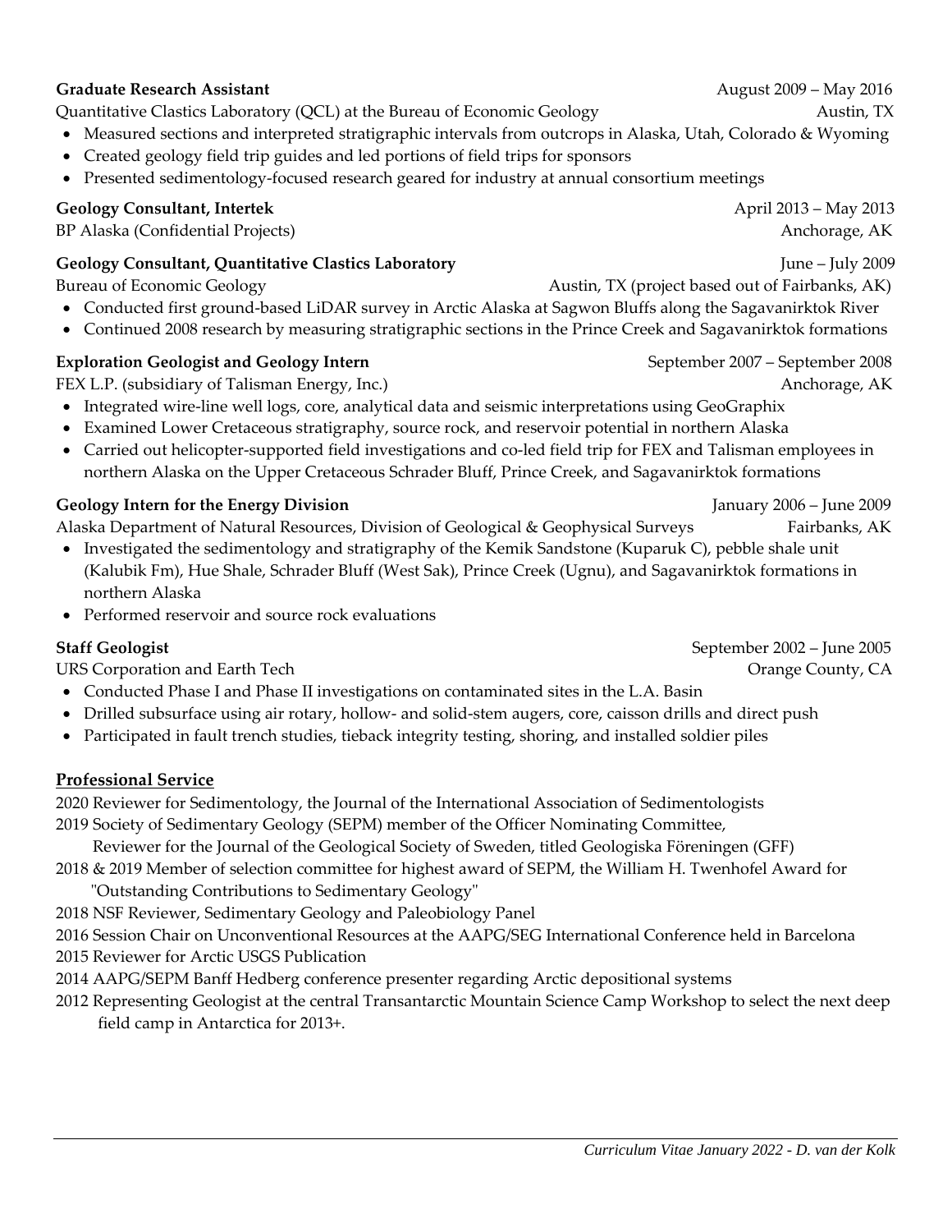**Graduate Research Assistant** August 2009 – May 2016

Quantitative Clastics Laboratory (QCL) at the Bureau of Economic Geology Austin, TX

- Measured sections and interpreted stratigraphic intervals from outcrops in Alaska, Utah, Colorado & Wyoming
- Created geology field trip guides and led portions of field trips for sponsors
- Presented sedimentology-focused research geared for industry at annual consortium meetings

**Geology Consultant, Intertek** April 2013 – May 2013

BP Alaska (Confidential Projects) Anchorage, AK

**Geology Consultant, Quantitative Clastics Laboratory** June – July 2009

Bureau of Economic Geology Austin, TX (project based out of Fairbanks, AK)

- Conducted first ground-based LiDAR survey in Arctic Alaska at Sagwon Bluffs along the Sagavanirktok River
- Continued 2008 research by measuring stratigraphic sections in the Prince Creek and Sagavanirktok formations

**Exploration Geologist and Geology Intern** September 2007 – September 2008

FEX L.P. (subsidiary of Talisman Energy, Inc.) Anchorage, AK

- Integrated wire-line well logs, core, analytical data and seismic interpretations using GeoGraphix
- Examined Lower Cretaceous stratigraphy, source rock, and reservoir potential in northern Alaska
- Carried out helicopter-supported field investigations and co-led field trip for FEX and Talisman employees in northern Alaska on the Upper Cretaceous Schrader Bluff, Prince Creek, and Sagavanirktok formations

**Geology Intern for the Energy Division** January 2006 – June 2009

Alaska Department of Natural Resources, Division of Geological & Geophysical Surveys Fairbanks, AK

- Investigated the sedimentology and stratigraphy of the Kemik Sandstone (Kuparuk C), pebble shale unit (Kalubik Fm), Hue Shale, Schrader Bluff (West Sak), Prince Creek (Ugnu), and Sagavanirktok formations in northern Alaska
- Performed reservoir and source rock evaluations

**Staff Geologist** September 2002 – June 2005

URS Corporation and Earth Tech Orange County, CA

- Conducted Phase I and Phase II investigations on contaminated sites in the L.A. Basin
- Drilled subsurface using air rotary, hollow- and solid-stem augers, core, caisson drills and direct push
- Participated in fault trench studies, tieback integrity testing, shoring, and installed soldier piles

## Professional Service

2020 Reviewer for Sedimentology, the Journal of the International Association of Sedimentologists

2019 Society of Sedimentary Geology (SEPM) member of the Officer Nominating Committee,
Reviewer for the Journal of the Geological Society of Sweden, titled Geologiska Föreningen (GFF)

2018 & 2019 Member of selection committee for highest award of SEPM, the William H. Twenhofel Award for "Outstanding Contributions to Sedimentary Geology"

2018 NSF Reviewer, Sedimentary Geology and Paleobiology Panel

2016 Session Chair on Unconventional Resources at the AAPG/SEG International Conference held in Barcelona

2015 Reviewer for Arctic USGS Publication

2014 AAPG/SEPM Banff Hedberg conference presenter regarding Arctic depositional systems

2012 Representing Geologist at the central Transantarctic Mountain Science Camp Workshop to select the next deep field camp in Antarctica for 2013+.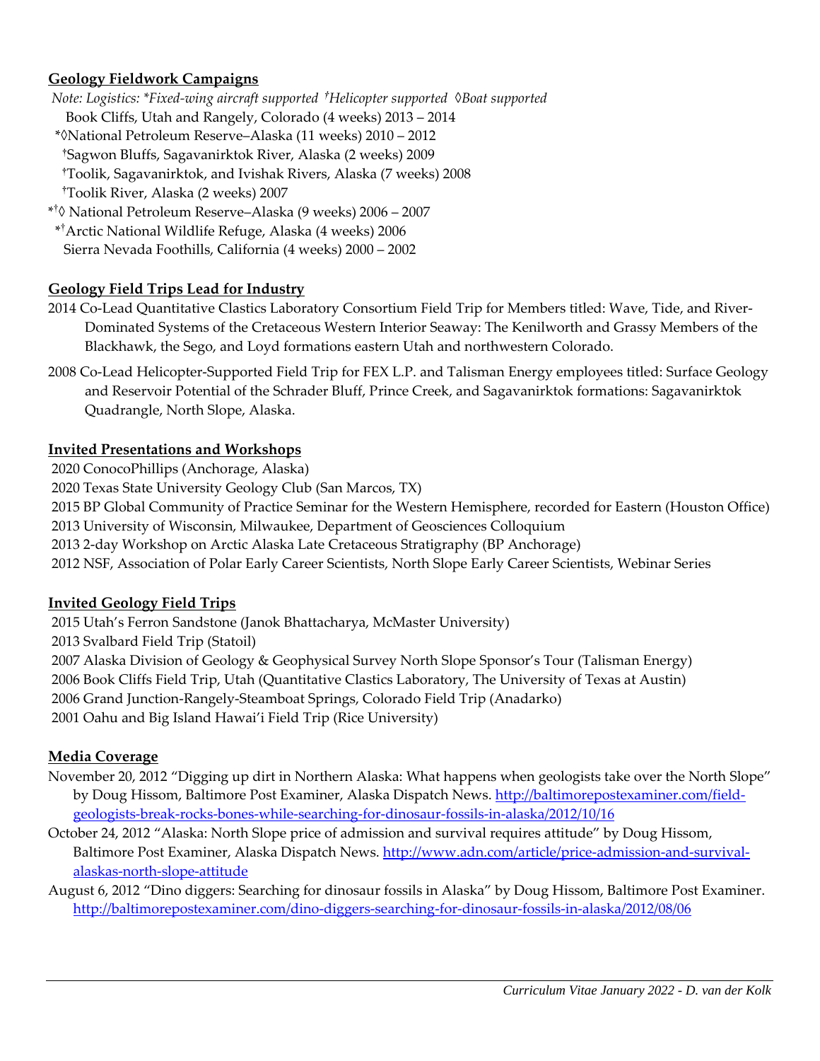## Geology Fieldwork Campaigns

*Note: Logistics: *Fixed-wing aircraft supported †Helicopter supported ◊Boat supported*

Book Cliffs, Utah and Rangely, Colorado (4 weeks) 2013 – 2014
*◊National Petroleum Reserve–Alaska (11 weeks) 2010 – 2012
†Sagwon Bluffs, Sagavanirktok River, Alaska (2 weeks) 2009
†Toolik, Sagavanirktok, and Ivishak Rivers, Alaska (7 weeks) 2008
†Toolik River, Alaska (2 weeks) 2007
*†◊ National Petroleum Reserve–Alaska (9 weeks) 2006 – 2007
*†Arctic National Wildlife Refuge, Alaska (4 weeks) 2006
Sierra Nevada Foothills, California (4 weeks) 2000 – 2002

## Geology Field Trips Lead for Industry

2014 Co-Lead Quantitative Clastics Laboratory Consortium Field Trip for Members titled: Wave, Tide, and River-Dominated Systems of the Cretaceous Western Interior Seaway: The Kenilworth and Grassy Members of the Blackhawk, the Sego, and Loyd formations eastern Utah and northwestern Colorado.

2008 Co-Lead Helicopter-Supported Field Trip for FEX L.P. and Talisman Energy employees titled: Surface Geology and Reservoir Potential of the Schrader Bluff, Prince Creek, and Sagavanirktok formations: Sagavanirktok Quadrangle, North Slope, Alaska.

## Invited Presentations and Workshops

2020 ConocoPhillips (Anchorage, Alaska)
2020 Texas State University Geology Club (San Marcos, TX)
2015 BP Global Community of Practice Seminar for the Western Hemisphere, recorded for Eastern (Houston Office)
2013 University of Wisconsin, Milwaukee, Department of Geosciences Colloquium
2013 2-day Workshop on Arctic Alaska Late Cretaceous Stratigraphy (BP Anchorage)
2012 NSF, Association of Polar Early Career Scientists, North Slope Early Career Scientists, Webinar Series

## Invited Geology Field Trips

2015 Utah's Ferron Sandstone (Janok Bhattacharya, McMaster University)
2013 Svalbard Field Trip (Statoil)
2007 Alaska Division of Geology & Geophysical Survey North Slope Sponsor's Tour (Talisman Energy)
2006 Book Cliffs Field Trip, Utah (Quantitative Clastics Laboratory, The University of Texas at Austin)
2006 Grand Junction-Rangely-Steamboat Springs, Colorado Field Trip (Anadarko)
2001 Oahu and Big Island Hawai'i Field Trip (Rice University)

## Media Coverage

November 20, 2012 "Digging up dirt in Northern Alaska: What happens when geologists take over the North Slope" by Doug Hissom, Baltimore Post Examiner, Alaska Dispatch News. http://baltimorepostexaminer.com/field-geologists-break-rocks-bones-while-searching-for-dinosaur-fossils-in-alaska/2012/10/16

October 24, 2012 "Alaska: North Slope price of admission and survival requires attitude" by Doug Hissom, Baltimore Post Examiner, Alaska Dispatch News. http://www.adn.com/article/price-admission-and-survival-alaskas-north-slope-attitude

August 6, 2012 "Dino diggers: Searching for dinosaur fossils in Alaska" by Doug Hissom, Baltimore Post Examiner. http://baltimorepostexaminer.com/dino-diggers-searching-for-dinosaur-fossils-in-alaska/2012/08/06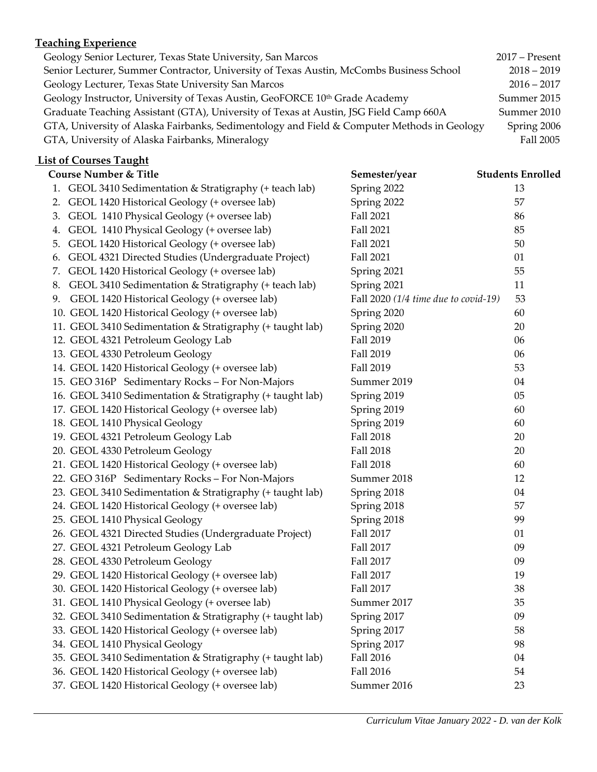## Teaching Experience

| | |
|---|---|
| Geology Senior Lecturer, Texas State University, San Marcos | 2017 – Present |
| Senior Lecturer, Summer Contractor, University of Texas Austin, McCombs Business School | 2018 – 2019 |
| Geology Lecturer, Texas State University San Marcos | 2016 – 2017 |
| Geology Instructor, University of Texas Austin, GeoFORCE 10th Grade Academy | Summer 2015 |
| Graduate Teaching Assistant (GTA), University of Texas at Austin, JSG Field Camp 660A | Summer 2010 |
| GTA, University of Alaska Fairbanks, Sedimentology and Field & Computer Methods in Geology | Spring 2006 |
| GTA, University of Alaska Fairbanks, Mineralogy | Fall 2005 |

## List of Courses Taught

| Course Number & Title | Semester/year | Students Enrolled |
|---|---|---|
| 1. GEOL 3410 Sedimentation & Stratigraphy (+ teach lab) | Spring 2022 | 13 |
| 2. GEOL 1420 Historical Geology (+ oversee lab) | Spring 2022 | 57 |
| 3. GEOL 1410 Physical Geology (+ oversee lab) | Fall 2021 | 86 |
| 4. GEOL 1410 Physical Geology (+ oversee lab) | Fall 2021 | 85 |
| 5. GEOL 1420 Historical Geology (+ oversee lab) | Fall 2021 | 50 |
| 6. GEOL 4321 Directed Studies (Undergraduate Project) | Fall 2021 | 01 |
| 7. GEOL 1420 Historical Geology (+ oversee lab) | Spring 2021 | 55 |
| 8. GEOL 3410 Sedimentation & Stratigraphy (+ teach lab) | Spring 2021 | 11 |
| 9. GEOL 1420 Historical Geology (+ oversee lab) | Fall 2020 *(1/4 time due to covid-19)* | 53 |
| 10. GEOL 1420 Historical Geology (+ oversee lab) | Spring 2020 | 60 |
| 11. GEOL 3410 Sedimentation & Stratigraphy (+ taught lab) | Spring 2020 | 20 |
| 12. GEOL 4321 Petroleum Geology Lab | Fall 2019 | 06 |
| 13. GEOL 4330 Petroleum Geology | Fall 2019 | 06 |
| 14. GEOL 1420 Historical Geology (+ oversee lab) | Fall 2019 | 53 |
| 15. GEO 316P Sedimentary Rocks – For Non-Majors | Summer 2019 | 04 |
| 16. GEOL 3410 Sedimentation & Stratigraphy (+ taught lab) | Spring 2019 | 05 |
| 17. GEOL 1420 Historical Geology (+ oversee lab) | Spring 2019 | 60 |
| 18. GEOL 1410 Physical Geology | Spring 2019 | 60 |
| 19. GEOL 4321 Petroleum Geology Lab | Fall 2018 | 20 |
| 20. GEOL 4330 Petroleum Geology | Fall 2018 | 20 |
| 21. GEOL 1420 Historical Geology (+ oversee lab) | Fall 2018 | 60 |
| 22. GEO 316P Sedimentary Rocks – For Non-Majors | Summer 2018 | 12 |
| 23. GEOL 3410 Sedimentation & Stratigraphy (+ taught lab) | Spring 2018 | 04 |
| 24. GEOL 1420 Historical Geology (+ oversee lab) | Spring 2018 | 57 |
| 25. GEOL 1410 Physical Geology | Spring 2018 | 99 |
| 26. GEOL 4321 Directed Studies (Undergraduate Project) | Fall 2017 | 01 |
| 27. GEOL 4321 Petroleum Geology Lab | Fall 2017 | 09 |
| 28. GEOL 4330 Petroleum Geology | Fall 2017 | 09 |
| 29. GEOL 1420 Historical Geology (+ oversee lab) | Fall 2017 | 19 |
| 30. GEOL 1420 Historical Geology (+ oversee lab) | Fall 2017 | 38 |
| 31. GEOL 1410 Physical Geology (+ oversee lab) | Summer 2017 | 35 |
| 32. GEOL 3410 Sedimentation & Stratigraphy (+ taught lab) | Spring 2017 | 09 |
| 33. GEOL 1420 Historical Geology (+ oversee lab) | Spring 2017 | 58 |
| 34. GEOL 1410 Physical Geology | Spring 2017 | 98 |
| 35. GEOL 3410 Sedimentation & Stratigraphy (+ taught lab) | Fall 2016 | 04 |
| 36. GEOL 1420 Historical Geology (+ oversee lab) | Fall 2016 | 54 |
| 37. GEOL 1420 Historical Geology (+ oversee lab) | Summer 2016 | 23 |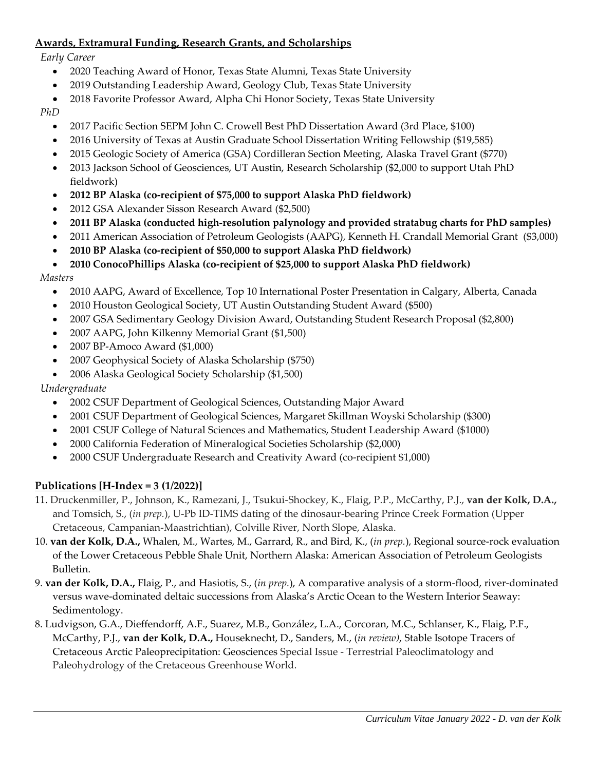## **Awards, Extramural Funding, Research Grants, and Scholarships**

*Early Career*

- 2020 Teaching Award of Honor, Texas State Alumni, Texas State University
- 2019 Outstanding Leadership Award, Geology Club, Texas State University
- 2018 Favorite Professor Award, Alpha Chi Honor Society, Texas State University

*PhD*

- 2017 Pacific Section SEPM John C. Crowell Best PhD Dissertation Award (3rd Place, $100)
- 2016 University of Texas at Austin Graduate School Dissertation Writing Fellowship ($19,585)
- 2015 Geologic Society of America (GSA) Cordilleran Section Meeting, Alaska Travel Grant ($770)
- 2013 Jackson School of Geosciences, UT Austin, Research Scholarship ($2,000 to support Utah PhD fieldwork)
- **2012 BP Alaska (co-recipient of $75,000 to support Alaska PhD fieldwork)**
- 2012 GSA Alexander Sisson Research Award ($2,500)
- **2011 BP Alaska (conducted high-resolution palynology and provided stratabug charts for PhD samples)**
- 2011 American Association of Petroleum Geologists (AAPG), Kenneth H. Crandall Memorial Grant ($3,000)
- **2010 BP Alaska (co-recipient of $50,000 to support Alaska PhD fieldwork)**
- **2010 ConocoPhillips Alaska (co-recipient of $25,000 to support Alaska PhD fieldwork)**

*Masters*

- 2010 AAPG, Award of Excellence, Top 10 International Poster Presentation in Calgary, Alberta, Canada
- 2010 Houston Geological Society, UT Austin Outstanding Student Award ($500)
- 2007 GSA Sedimentary Geology Division Award, Outstanding Student Research Proposal ($2,800)
- 2007 AAPG, John Kilkenny Memorial Grant ($1,500)
- 2007 BP-Amoco Award ($1,000)
- 2007 Geophysical Society of Alaska Scholarship ($750)
- 2006 Alaska Geological Society Scholarship ($1,500)

*Undergraduate*

- 2002 CSUF Department of Geological Sciences, Outstanding Major Award
- 2001 CSUF Department of Geological Sciences, Margaret Skillman Woyski Scholarship ($300)
- 2001 CSUF College of Natural Sciences and Mathematics, Student Leadership Award ($1000)
- 2000 California Federation of Mineralogical Societies Scholarship ($2,000)
- 2000 CSUF Undergraduate Research and Creativity Award (co-recipient $1,000)

## **Publications [H-Index = 3 (1/2022)]**

11. Druckenmiller, P., Johnson, K., Ramezani, J., Tsukui-Shockey, K., Flaig, P.P., McCarthy, P.J., **van der Kolk, D.A.,** and Tomsich, S., (*in prep.*), U-Pb ID-TIMS dating of the dinosaur-bearing Prince Creek Formation (Upper Cretaceous, Campanian-Maastrichtian), Colville River, North Slope, Alaska.
10. **van der Kolk, D.A.,** Whalen, M., Wartes, M., Garrard, R., and Bird, K., (*in prep.*), Regional source-rock evaluation of the Lower Cretaceous Pebble Shale Unit, Northern Alaska: American Association of Petroleum Geologists Bulletin.
9. **van der Kolk, D.A.,** Flaig, P., and Hasiotis, S., (*in prep.*), A comparative analysis of a storm-flood, river-dominated versus wave-dominated deltaic successions from Alaska's Arctic Ocean to the Western Interior Seaway: Sedimentology.
8. Ludvigson, G.A., Dieffendorff, A.F., Suarez, M.B., González, L.A., Corcoran, M.C., Schlanser, K., Flaig, P.F., McCarthy, P.J., **van der Kolk, D.A.,** Houseknecht, D., Sanders, M., (*in review)*, Stable Isotope Tracers of Cretaceous Arctic Paleoprecipitation: Geosciences Special Issue - Terrestrial Paleoclimatology and Paleohydrology of the Cretaceous Greenhouse World.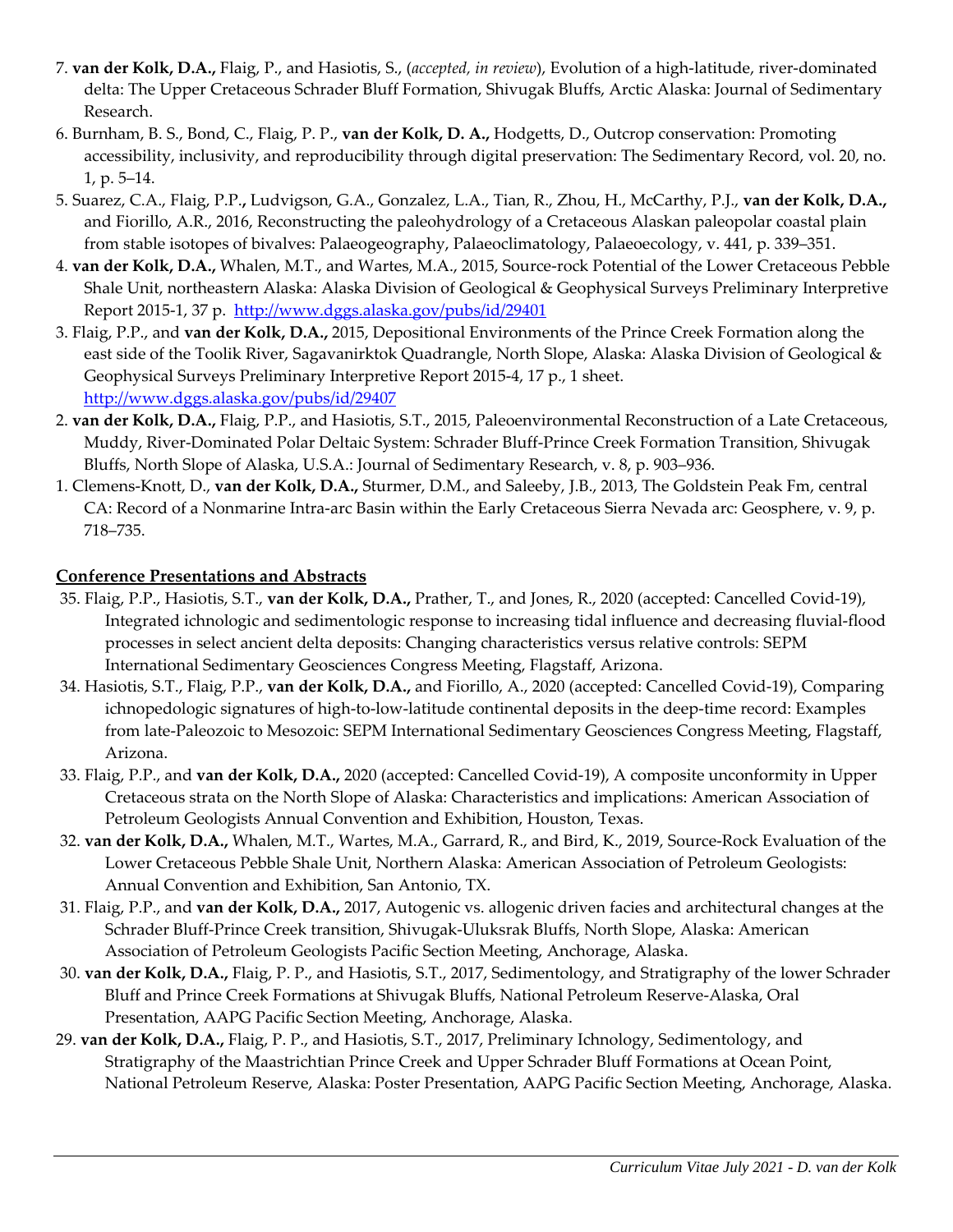7. **van der Kolk, D.A.,** Flaig, P., and Hasiotis, S., (*accepted, in review*), Evolution of a high-latitude, river-dominated delta: The Upper Cretaceous Schrader Bluff Formation, Shivugak Bluffs, Arctic Alaska: Journal of Sedimentary Research.
6. Burnham, B. S., Bond, C., Flaig, P. P., **van der Kolk, D. A.,** Hodgetts, D., Outcrop conservation: Promoting accessibility, inclusivity, and reproducibility through digital preservation: The Sedimentary Record, vol. 20, no. 1, p. 5–14.
5. Suarez, C.A., Flaig, P.P**.,** Ludvigson, G.A., Gonzalez, L.A., Tian, R., Zhou, H., McCarthy, P.J., **van der Kolk, D.A.,** and Fiorillo, A.R., 2016, Reconstructing the paleohydrology of a Cretaceous Alaskan paleopolar coastal plain from stable isotopes of bivalves: Palaeogeography, Palaeoclimatology, Palaeoecology, v. 441, p. 339–351.
4. **van der Kolk, D.A.,** Whalen, M.T., and Wartes, M.A., 2015, Source-rock Potential of the Lower Cretaceous Pebble Shale Unit, northeastern Alaska: Alaska Division of Geological & Geophysical Surveys Preliminary Interpretive Report 2015-1, 37 p. http://www.dggs.alaska.gov/pubs/id/29401
3. Flaig, P.P., and **van der Kolk, D.A.,** 2015, Depositional Environments of the Prince Creek Formation along the east side of the Toolik River, Sagavanirktok Quadrangle, North Slope, Alaska: Alaska Division of Geological & Geophysical Surveys Preliminary Interpretive Report 2015-4, 17 p., 1 sheet. http://www.dggs.alaska.gov/pubs/id/29407
2. **van der Kolk, D.A.,** Flaig, P.P., and Hasiotis, S.T., 2015, Paleoenvironmental Reconstruction of a Late Cretaceous, Muddy, River-Dominated Polar Deltaic System: Schrader Bluff-Prince Creek Formation Transition, Shivugak Bluffs, North Slope of Alaska, U.S.A.: Journal of Sedimentary Research, v. 8, p. 903–936.
1. Clemens-Knott, D., **van der Kolk, D.A.,** Sturmer, D.M., and Saleeby, J.B., 2013, The Goldstein Peak Fm, central CA: Record of a Nonmarine Intra-arc Basin within the Early Cretaceous Sierra Nevada arc: Geosphere, v. 9, p. 718–735.

## Conference Presentations and Abstracts

35. Flaig, P.P., Hasiotis, S.T., **van der Kolk, D.A.,** Prather, T., and Jones, R., 2020 (accepted: Cancelled Covid-19), Integrated ichnologic and sedimentologic response to increasing tidal influence and decreasing fluvial-flood processes in select ancient delta deposits: Changing characteristics versus relative controls: SEPM International Sedimentary Geosciences Congress Meeting, Flagstaff, Arizona.
34. Hasiotis, S.T., Flaig, P.P., **van der Kolk, D.A.,** and Fiorillo, A., 2020 (accepted: Cancelled Covid-19), Comparing ichnopedologic signatures of high-to-low-latitude continental deposits in the deep-time record: Examples from late-Paleozoic to Mesozoic: SEPM International Sedimentary Geosciences Congress Meeting, Flagstaff, Arizona.
33. Flaig, P.P., and **van der Kolk, D.A.,** 2020 (accepted: Cancelled Covid-19), A composite unconformity in Upper Cretaceous strata on the North Slope of Alaska: Characteristics and implications: American Association of Petroleum Geologists Annual Convention and Exhibition, Houston, Texas.
32. **van der Kolk, D.A.,** Whalen, M.T., Wartes, M.A., Garrard, R., and Bird, K., 2019, Source-Rock Evaluation of the Lower Cretaceous Pebble Shale Unit, Northern Alaska: American Association of Petroleum Geologists: Annual Convention and Exhibition, San Antonio, TX.
31. Flaig, P.P., and **van der Kolk, D.A.,** 2017, Autogenic vs. allogenic driven facies and architectural changes at the Schrader Bluff-Prince Creek transition, Shivugak-Uluksrak Bluffs, North Slope, Alaska: American Association of Petroleum Geologists Pacific Section Meeting, Anchorage, Alaska.
30. **van der Kolk, D.A.,** Flaig, P. P., and Hasiotis, S.T., 2017, Sedimentology, and Stratigraphy of the lower Schrader Bluff and Prince Creek Formations at Shivugak Bluffs, National Petroleum Reserve-Alaska, Oral Presentation, AAPG Pacific Section Meeting, Anchorage, Alaska.
29. **van der Kolk, D.A.,** Flaig, P. P., and Hasiotis, S.T., 2017, Preliminary Ichnology, Sedimentology, and Stratigraphy of the Maastrichtian Prince Creek and Upper Schrader Bluff Formations at Ocean Point, National Petroleum Reserve, Alaska: Poster Presentation, AAPG Pacific Section Meeting, Anchorage, Alaska.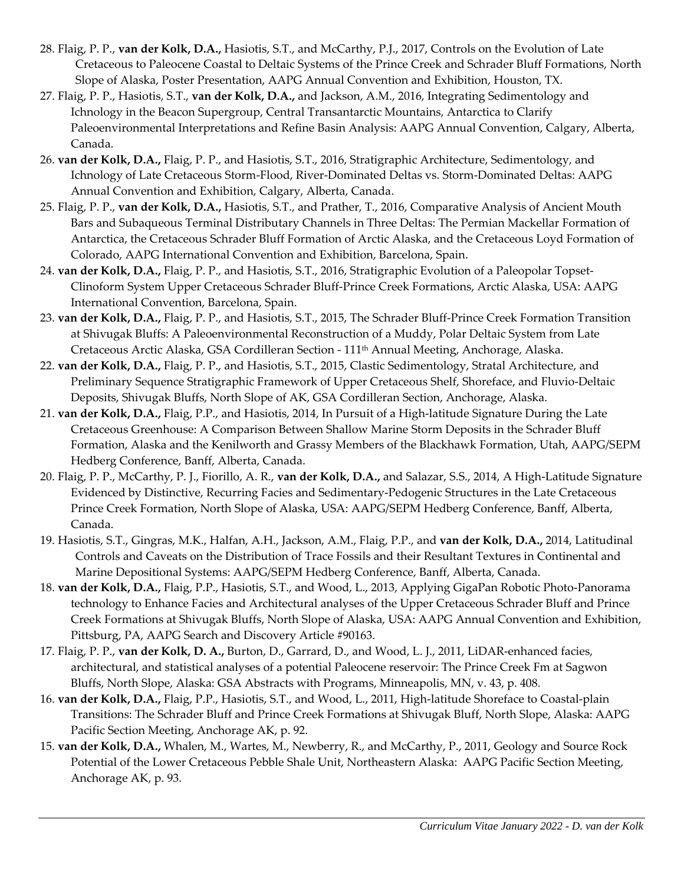28. Flaig, P. P., **van der Kolk, D.A.,** Hasiotis, S.T., and McCarthy, P.J., 2017, Controls on the Evolution of Late Cretaceous to Paleocene Coastal to Deltaic Systems of the Prince Creek and Schrader Bluff Formations, North Slope of Alaska, Poster Presentation, AAPG Annual Convention and Exhibition, Houston, TX.
27. Flaig, P. P., Hasiotis, S.T., **van der Kolk, D.A.,** and Jackson, A.M., 2016, Integrating Sedimentology and Ichnology in the Beacon Supergroup, Central Transantarctic Mountains, Antarctica to Clarify Paleoenvironmental Interpretations and Refine Basin Analysis: AAPG Annual Convention, Calgary, Alberta, Canada.
26. **van der Kolk, D.A.,** Flaig, P. P., and Hasiotis, S.T., 2016, Stratigraphic Architecture, Sedimentology, and Ichnology of Late Cretaceous Storm-Flood, River-Dominated Deltas vs. Storm-Dominated Deltas: AAPG Annual Convention and Exhibition, Calgary, Alberta, Canada.
25. Flaig, P. P., **van der Kolk, D.A.,** Hasiotis, S.T., and Prather, T., 2016, Comparative Analysis of Ancient Mouth Bars and Subaqueous Terminal Distributary Channels in Three Deltas: The Permian Mackellar Formation of Antarctica, the Cretaceous Schrader Bluff Formation of Arctic Alaska, and the Cretaceous Loyd Formation of Colorado, AAPG International Convention and Exhibition, Barcelona, Spain.
24. **van der Kolk, D.A.,** Flaig, P. P., and Hasiotis, S.T., 2016, Stratigraphic Evolution of a Paleopolar Topset-Clinoform System Upper Cretaceous Schrader Bluff-Prince Creek Formations, Arctic Alaska, USA: AAPG International Convention, Barcelona, Spain.
23. **van der Kolk, D.A.,** Flaig, P. P., and Hasiotis, S.T., 2015, The Schrader Bluff-Prince Creek Formation Transition at Shivugak Bluffs: A Paleoenvironmental Reconstruction of a Muddy, Polar Deltaic System from Late Cretaceous Arctic Alaska, GSA Cordilleran Section - 111th Annual Meeting, Anchorage, Alaska.
22. **van der Kolk, D.A.,** Flaig, P. P., and Hasiotis, S.T., 2015, Clastic Sedimentology, Stratal Architecture, and Preliminary Sequence Stratigraphic Framework of Upper Cretaceous Shelf, Shoreface, and Fluvio-Deltaic Deposits, Shivugak Bluffs, North Slope of AK, GSA Cordilleran Section, Anchorage, Alaska.
21. **van der Kolk, D.A.,** Flaig, P.P., and Hasiotis, 2014, In Pursuit of a High-latitude Signature During the Late Cretaceous Greenhouse: A Comparison Between Shallow Marine Storm Deposits in the Schrader Bluff Formation, Alaska and the Kenilworth and Grassy Members of the Blackhawk Formation, Utah, AAPG/SEPM Hedberg Conference, Banff, Alberta, Canada.
20. Flaig, P. P., McCarthy, P. J., Fiorillo, A. R., **van der Kolk, D.A.,** and Salazar, S.S., 2014, A High-Latitude Signature Evidenced by Distinctive, Recurring Facies and Sedimentary-Pedogenic Structures in the Late Cretaceous Prince Creek Formation, North Slope of Alaska, USA: AAPG/SEPM Hedberg Conference, Banff, Alberta, Canada.
19. Hasiotis, S.T., Gingras, M.K., Halfan, A.H., Jackson, A.M., Flaig, P.P., and **van der Kolk, D.A.,** 2014, Latitudinal Controls and Caveats on the Distribution of Trace Fossils and their Resultant Textures in Continental and Marine Depositional Systems: AAPG/SEPM Hedberg Conference, Banff, Alberta, Canada.
18. **van der Kolk, D.A.,** Flaig, P.P., Hasiotis, S.T., and Wood, L., 2013, Applying GigaPan Robotic Photo-Panorama technology to Enhance Facies and Architectural analyses of the Upper Cretaceous Schrader Bluff and Prince Creek Formations at Shivugak Bluffs, North Slope of Alaska, USA: AAPG Annual Convention and Exhibition, Pittsburg, PA, AAPG Search and Discovery Article #90163.
17. Flaig, P. P., **van der Kolk, D. A.,** Burton, D., Garrard, D., and Wood, L. J., 2011, LiDAR-enhanced facies, architectural, and statistical analyses of a potential Paleocene reservoir: The Prince Creek Fm at Sagwon Bluffs, North Slope, Alaska: GSA Abstracts with Programs, Minneapolis, MN, v. 43, p. 408.
16. **van der Kolk, D.A.,** Flaig, P.P., Hasiotis, S.T., and Wood, L., 2011, High-latitude Shoreface to Coastal-plain Transitions: The Schrader Bluff and Prince Creek Formations at Shivugak Bluff, North Slope, Alaska: AAPG Pacific Section Meeting, Anchorage AK, p. 92.
15. **van der Kolk, D.A.,** Whalen, M., Wartes, M., Newberry, R., and McCarthy, P., 2011, Geology and Source Rock Potential of the Lower Cretaceous Pebble Shale Unit, Northeastern Alaska: AAPG Pacific Section Meeting, Anchorage AK, p. 93.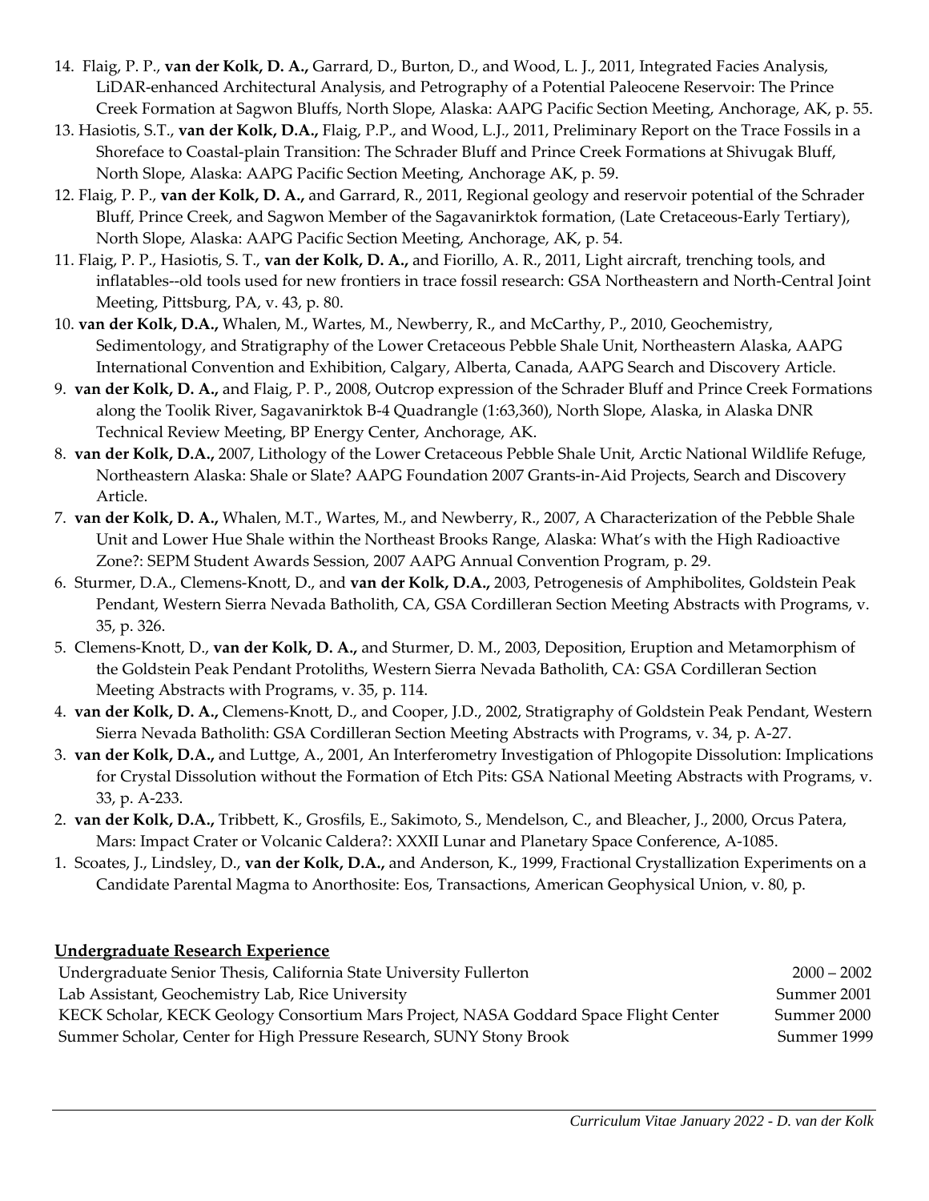14. Flaig, P. P., **van der Kolk, D. A.,** Garrard, D., Burton, D., and Wood, L. J., 2011, Integrated Facies Analysis, LiDAR-enhanced Architectural Analysis, and Petrography of a Potential Paleocene Reservoir: The Prince Creek Formation at Sagwon Bluffs, North Slope, Alaska: AAPG Pacific Section Meeting, Anchorage, AK, p. 55.
13. Hasiotis, S.T., **van der Kolk, D.A.,** Flaig, P.P., and Wood, L.J., 2011, Preliminary Report on the Trace Fossils in a Shoreface to Coastal-plain Transition: The Schrader Bluff and Prince Creek Formations at Shivugak Bluff, North Slope, Alaska: AAPG Pacific Section Meeting, Anchorage AK, p. 59.
12. Flaig, P. P., **van der Kolk, D. A.,** and Garrard, R., 2011, Regional geology and reservoir potential of the Schrader Bluff, Prince Creek, and Sagwon Member of the Sagavanirktok formation, (Late Cretaceous-Early Tertiary), North Slope, Alaska: AAPG Pacific Section Meeting, Anchorage, AK, p. 54.
11. Flaig, P. P., Hasiotis, S. T., **van der Kolk, D. A.,** and Fiorillo, A. R., 2011, Light aircraft, trenching tools, and inflatables--old tools used for new frontiers in trace fossil research: GSA Northeastern and North-Central Joint Meeting, Pittsburg, PA, v. 43, p. 80.
10. **van der Kolk, D.A.,** Whalen, M., Wartes, M., Newberry, R., and McCarthy, P., 2010, Geochemistry, Sedimentology, and Stratigraphy of the Lower Cretaceous Pebble Shale Unit, Northeastern Alaska, AAPG International Convention and Exhibition, Calgary, Alberta, Canada, AAPG Search and Discovery Article.
9. **van der Kolk, D. A.,** and Flaig, P. P., 2008, Outcrop expression of the Schrader Bluff and Prince Creek Formations along the Toolik River, Sagavanirktok B-4 Quadrangle (1:63,360), North Slope, Alaska, in Alaska DNR Technical Review Meeting, BP Energy Center, Anchorage, AK.
8. **van der Kolk, D.A.,** 2007, Lithology of the Lower Cretaceous Pebble Shale Unit, Arctic National Wildlife Refuge, Northeastern Alaska: Shale or Slate? AAPG Foundation 2007 Grants-in-Aid Projects, Search and Discovery Article.
7. **van der Kolk, D. A.,** Whalen, M.T., Wartes, M., and Newberry, R., 2007, A Characterization of the Pebble Shale Unit and Lower Hue Shale within the Northeast Brooks Range, Alaska: What's with the High Radioactive Zone?: SEPM Student Awards Session, 2007 AAPG Annual Convention Program, p. 29.
6. Sturmer, D.A., Clemens-Knott, D., and **van der Kolk, D.A.,** 2003, Petrogenesis of Amphibolites, Goldstein Peak Pendant, Western Sierra Nevada Batholith, CA, GSA Cordilleran Section Meeting Abstracts with Programs, v. 35, p. 326.
5. Clemens-Knott, D., **van der Kolk, D. A.,** and Sturmer, D. M., 2003, Deposition, Eruption and Metamorphism of the Goldstein Peak Pendant Protoliths, Western Sierra Nevada Batholith, CA: GSA Cordilleran Section Meeting Abstracts with Programs, v. 35, p. 114.
4. **van der Kolk, D. A.,** Clemens-Knott, D., and Cooper, J.D., 2002, Stratigraphy of Goldstein Peak Pendant, Western Sierra Nevada Batholith: GSA Cordilleran Section Meeting Abstracts with Programs, v. 34, p. A-27.
3. **van der Kolk, D.A.,** and Luttge, A., 2001, An Interferometry Investigation of Phlogopite Dissolution: Implications for Crystal Dissolution without the Formation of Etch Pits: GSA National Meeting Abstracts with Programs, v. 33, p. A-233.
2. **van der Kolk, D.A.,** Tribbett, K., Grosfils, E., Sakimoto, S., Mendelson, C., and Bleacher, J., 2000, Orcus Patera, Mars: Impact Crater or Volcanic Caldera?: XXXII Lunar and Planetary Space Conference, A-1085.
1. Scoates, J., Lindsley, D., **van der Kolk, D.A.,** and Anderson, K., 1999, Fractional Crystallization Experiments on a Candidate Parental Magma to Anorthosite: Eos, Transactions, American Geophysical Union, v. 80, p.

## Undergraduate Research Experience

| | |
|---|---|
| Undergraduate Senior Thesis, California State University Fullerton | 2000 – 2002 |
| Lab Assistant, Geochemistry Lab, Rice University | Summer 2001 |
| KECK Scholar, KECK Geology Consortium Mars Project, NASA Goddard Space Flight Center | Summer 2000 |
| Summer Scholar, Center for High Pressure Research, SUNY Stony Brook | Summer 1999 |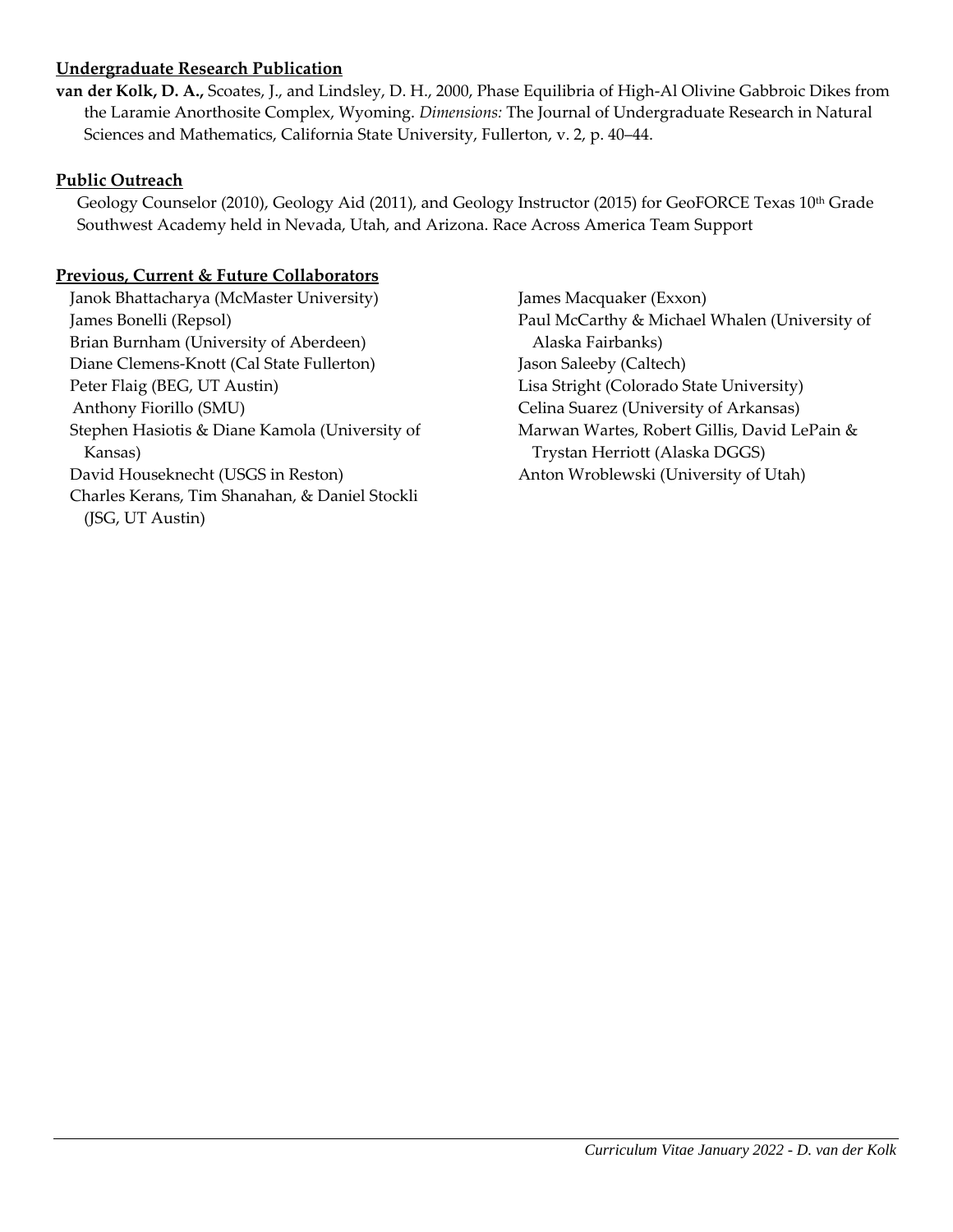## Undergraduate Research Publication

**van der Kolk, D. A.,** Scoates, J., and Lindsley, D. H., 2000, Phase Equilibria of High-Al Olivine Gabbroic Dikes from the Laramie Anorthosite Complex, Wyoming. *Dimensions:* The Journal of Undergraduate Research in Natural Sciences and Mathematics, California State University, Fullerton, v. 2, p. 40–44.

## Public Outreach

Geology Counselor (2010), Geology Aid (2011), and Geology Instructor (2015) for GeoFORCE Texas 10th Grade Southwest Academy held in Nevada, Utah, and Arizona. Race Across America Team Support

## Previous, Current & Future Collaborators

Janok Bhattacharya (McMaster University)
James Bonelli (Repsol)
Brian Burnham (University of Aberdeen)
Diane Clemens-Knott (Cal State Fullerton)
Peter Flaig (BEG, UT Austin)
Anthony Fiorillo (SMU)
Stephen Hasiotis & Diane Kamola (University of Kansas)
David Houseknecht (USGS in Reston)
Charles Kerans, Tim Shanahan, & Daniel Stockli (JSG, UT Austin)
James Macquaker (Exxon)
Paul McCarthy & Michael Whalen (University of Alaska Fairbanks)
Jason Saleeby (Caltech)
Lisa Stright (Colorado State University)
Celina Suarez (University of Arkansas)
Marwan Wartes, Robert Gillis, David LePain & Trystan Herriott (Alaska DGGS)
Anton Wroblewski (University of Utah)